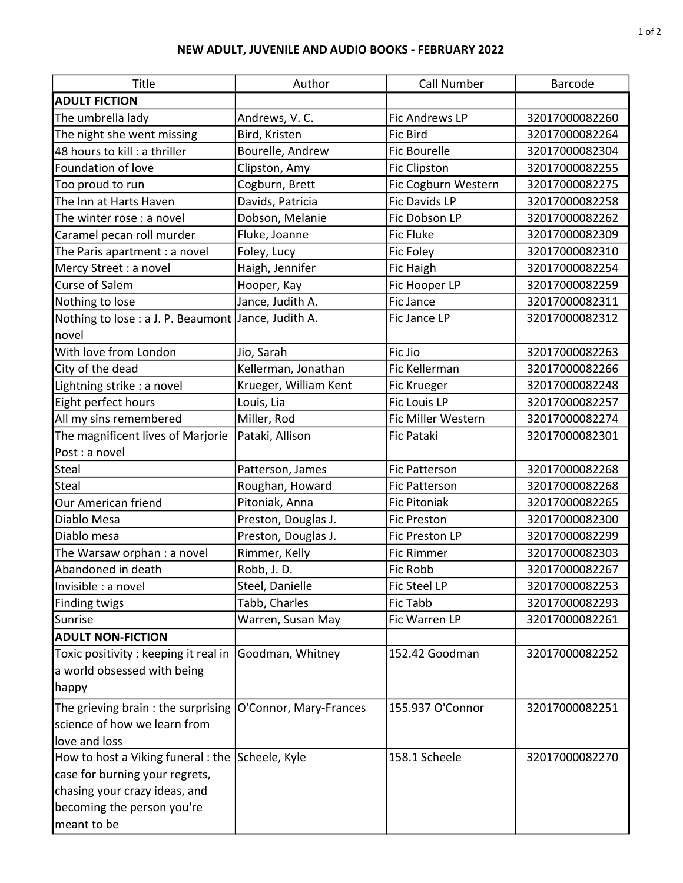# NEW ADULT, JUVENILE AND AUDIO BOOKS - FEBRUARY 2022

| Title | Author | Call Number | Barcode |
|---|---|---|---|
| **ADULT FICTION** | | | |
| The umbrella lady | Andrews, V. C. | Fic Andrews LP | 32017000082260 |
| The night she went missing | Bird, Kristen | Fic Bird | 32017000082264 |
| 48 hours to kill : a thriller | Bourelle, Andrew | Fic Bourelle | 32017000082304 |
| Foundation of love | Clipston, Amy | Fic Clipston | 32017000082255 |
| Too proud to run | Cogburn, Brett | Fic Cogburn Western | 32017000082275 |
| The Inn at Harts Haven | Davids, Patricia | Fic Davids LP | 32017000082258 |
| The winter rose : a novel | Dobson, Melanie | Fic Dobson LP | 32017000082262 |
| Caramel pecan roll murder | Fluke, Joanne | Fic Fluke | 32017000082309 |
| The Paris apartment : a novel | Foley, Lucy | Fic Foley | 32017000082310 |
| Mercy Street : a novel | Haigh, Jennifer | Fic Haigh | 32017000082254 |
| Curse of Salem | Hooper, Kay | Fic Hooper LP | 32017000082259 |
| Nothing to lose | Jance, Judith A. | Fic Jance | 32017000082311 |
| Nothing to lose : a J. P. Beaumont novel | Jance, Judith A. | Fic Jance LP | 32017000082312 |
| With love from London | Jio, Sarah | Fic Jio | 32017000082263 |
| City of the dead | Kellerman, Jonathan | Fic Kellerman | 32017000082266 |
| Lightning strike : a novel | Krueger, William Kent | Fic Krueger | 32017000082248 |
| Eight perfect hours | Louis, Lia | Fic Louis LP | 32017000082257 |
| All my sins remembered | Miller, Rod | Fic Miller Western | 32017000082274 |
| The magnificent lives of Marjorie Post : a novel | Pataki, Allison | Fic Pataki | 32017000082301 |
| Steal | Patterson, James | Fic Patterson | 32017000082268 |
| Steal | Roughan, Howard | Fic Patterson | 32017000082268 |
| Our American friend | Pitoniak, Anna | Fic Pitoniak | 32017000082265 |
| Diablo Mesa | Preston, Douglas J. | Fic Preston | 32017000082300 |
| Diablo mesa | Preston, Douglas J. | Fic Preston LP | 32017000082299 |
| The Warsaw orphan : a novel | Rimmer, Kelly | Fic Rimmer | 32017000082303 |
| Abandoned in death | Robb, J. D. | Fic Robb | 32017000082267 |
| Invisible : a novel | Steel, Danielle | Fic Steel LP | 32017000082253 |
| Finding twigs | Tabb, Charles | Fic Tabb | 32017000082293 |
| Sunrise | Warren, Susan May | Fic Warren LP | 32017000082261 |
| **ADULT NON-FICTION** | | | |
| Toxic positivity : keeping it real in a world obsessed with being happy | Goodman, Whitney | 152.42 Goodman | 32017000082252 |
| The grieving brain : the surprising science of how we learn from love and loss | O'Connor, Mary-Frances | 155.937 O'Connor | 32017000082251 |
| How to host a Viking funeral : the case for burning your regrets, chasing your crazy ideas, and becoming the person you're meant to be | Scheele, Kyle | 158.1 Scheele | 32017000082270 |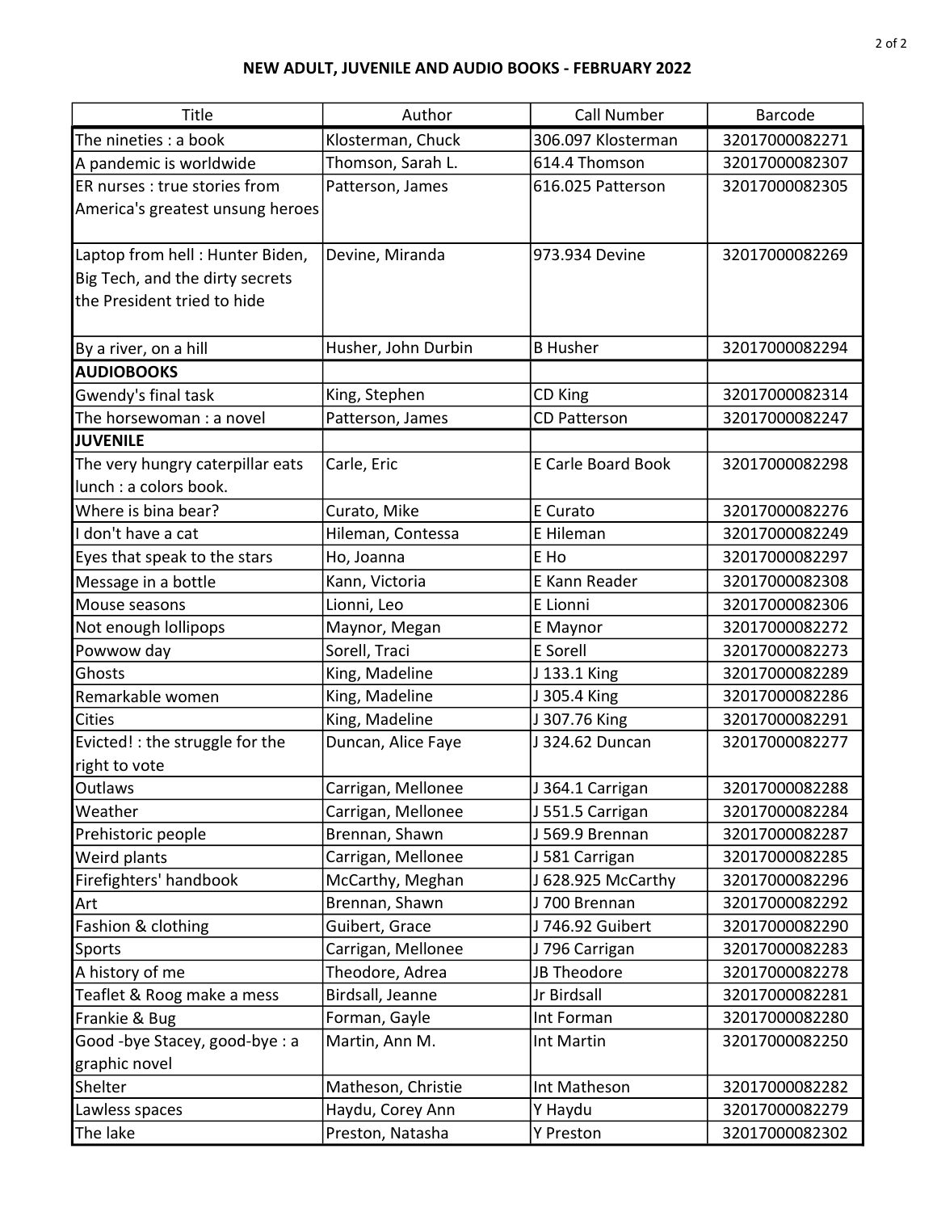## NEW ADULT, JUVENILE AND AUDIO BOOKS - FEBRUARY 2022

| Title | Author | Call Number | Barcode |
|---|---|---|---|
| The nineties : a book | Klosterman, Chuck | 306.097 Klosterman | 32017000082271 |
| A pandemic is worldwide | Thomson, Sarah L. | 614.4 Thomson | 32017000082307 |
| ER nurses : true stories from America's greatest unsung heroes | Patterson, James | 616.025 Patterson | 32017000082305 |
| Laptop from hell : Hunter Biden, Big Tech, and the dirty secrets the President tried to hide | Devine, Miranda | 973.934 Devine | 32017000082269 |
| By a river, on a hill | Husher, John Durbin | B Husher | 32017000082294 |
| **AUDIOBOOKS** | | | |
| Gwendy's final task | King, Stephen | CD King | 32017000082314 |
| The horsewoman : a novel | Patterson, James | CD Patterson | 32017000082247 |
| **JUVENILE** | | | |
| The very hungry caterpillar eats lunch : a colors book. | Carle, Eric | E Carle Board Book | 32017000082298 |
| Where is bina bear? | Curato, Mike | E Curato | 32017000082276 |
| I don't have a cat | Hileman, Contessa | E Hileman | 32017000082249 |
| Eyes that speak to the stars | Ho, Joanna | E Ho | 32017000082297 |
| Message in a bottle | Kann, Victoria | E Kann Reader | 32017000082308 |
| Mouse seasons | Lionni, Leo | E Lionni | 32017000082306 |
| Not enough lollipops | Maynor, Megan | E Maynor | 32017000082272 |
| Powwow day | Sorell, Traci | E Sorell | 32017000082273 |
| Ghosts | King, Madeline | J 133.1 King | 32017000082289 |
| Remarkable women | King, Madeline | J 305.4 King | 32017000082286 |
| Cities | King, Madeline | J 307.76 King | 32017000082291 |
| Evicted! : the struggle for the right to vote | Duncan, Alice Faye | J 324.62 Duncan | 32017000082277 |
| Outlaws | Carrigan, Mellonee | J 364.1 Carrigan | 32017000082288 |
| Weather | Carrigan, Mellonee | J 551.5 Carrigan | 32017000082284 |
| Prehistoric people | Brennan, Shawn | J 569.9 Brennan | 32017000082287 |
| Weird plants | Carrigan, Mellonee | J 581 Carrigan | 32017000082285 |
| Firefighters' handbook | McCarthy, Meghan | J 628.925 McCarthy | 32017000082296 |
| Art | Brennan, Shawn | J 700 Brennan | 32017000082292 |
| Fashion & clothing | Guibert, Grace | J 746.92 Guibert | 32017000082290 |
| Sports | Carrigan, Mellonee | J 796 Carrigan | 32017000082283 |
| A history of me | Theodore, Adrea | JB Theodore | 32017000082278 |
| Teaflet & Roog make a mess | Birdsall, Jeanne | Jr Birdsall | 32017000082281 |
| Frankie & Bug | Forman, Gayle | Int Forman | 32017000082280 |
| Good -bye Stacey, good-bye : a graphic novel | Martin, Ann M. | Int Martin | 32017000082250 |
| Shelter | Matheson, Christie | Int Matheson | 32017000082282 |
| Lawless spaces | Haydu, Corey Ann | Y Haydu | 32017000082279 |
| The lake | Preston, Natasha | Y Preston | 32017000082302 |